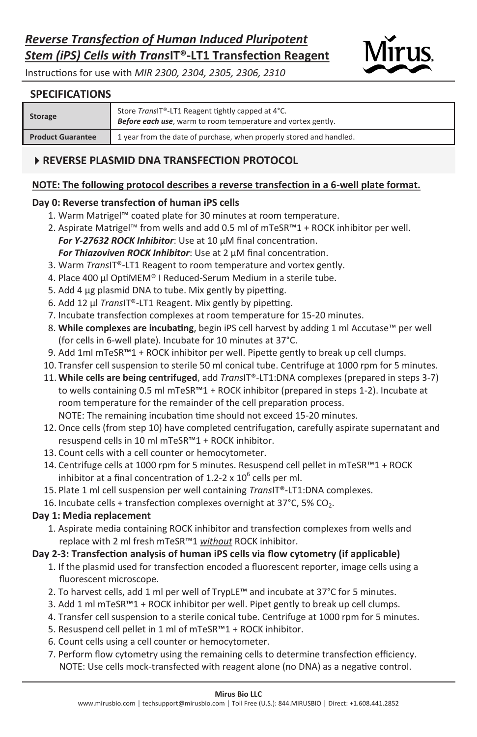# *Reverse Transfection of Human Induced Pluripotent Stem (iPS) Cells with Trans*IT®-LT1 Transfection Reagent

Instructions for use with *MIR 2300, 2304, 2305, 2306, 2310*

## SPECIFICATIONS

| | |
|---|---|
| **Storage** | Store *Trans*IT®-LT1 Reagent tightly capped at 4°C. ***Before each use***, warm to room temperature and vortex gently. |
| **Product Guarantee** | 1 year from the date of purchase, when properly stored and handled. |

## REVERSE PLASMID DNA TRANSFECTION PROTOCOL

**NOTE: The following protocol describes a reverse transfection in a 6-well plate format.**

### Day 0: Reverse transfection of human iPS cells

1. Warm Matrigel™ coated plate for 30 minutes at room temperature.
2. Aspirate Matrigel™ from wells and add 0.5 ml of mTeSR™1 + ROCK inhibitor per well.
   ***For Y-27632 ROCK Inhibitor***: Use at 10 µM final concentration.
   ***For Thiazoviven ROCK Inhibitor***: Use at 2 µM final concentration.
3. Warm *Trans*IT®-LT1 Reagent to room temperature and vortex gently.
4. Place 400 µl OptiMEM® I Reduced-Serum Medium in a sterile tube.
5. Add 4 µg plasmid DNA to tube. Mix gently by pipetting.
6. Add 12 µl *Trans*IT®-LT1 Reagent. Mix gently by pipetting.
7. Incubate transfection complexes at room temperature for 15-20 minutes.
8. **While complexes are incubating**, begin iPS cell harvest by adding 1 ml Accutase™ per well (for cells in 6-well plate). Incubate for 10 minutes at 37°C.
9. Add 1ml mTeSR™1 + ROCK inhibitor per well. Pipette gently to break up cell clumps.
10. Transfer cell suspension to sterile 50 ml conical tube. Centrifuge at 1000 rpm for 5 minutes.
11. **While cells are being centrifuged**, add *Trans*IT®-LT1:DNA complexes (prepared in steps 3-7) to wells containing 0.5 ml mTeSR™1 + ROCK inhibitor (prepared in steps 1-2). Incubate at room temperature for the remainder of the cell preparation process.
    NOTE: The remaining incubation time should not exceed 15-20 minutes.
12. Once cells (from step 10) have completed centrifugation, carefully aspirate supernatant and resuspend cells in 10 ml mTeSR™1 + ROCK inhibitor.
13. Count cells with a cell counter or hemocytometer.
14. Centrifuge cells at 1000 rpm for 5 minutes. Resuspend cell pellet in mTeSR™1 + ROCK inhibitor at a final concentration of 1.2-2 x $10^6$ cells per ml.
15. Plate 1 ml cell suspension per well containing *Trans*IT®-LT1:DNA complexes.
16. Incubate cells + transfection complexes overnight at 37°C, 5% $CO_2$.

### Day 1: Media replacement

1. Aspirate media containing ROCK inhibitor and transfection complexes from wells and replace with 2 ml fresh mTeSR™1 *without* ROCK inhibitor.

### Day 2-3: Transfection analysis of human iPS cells via flow cytometry (if applicable)

1. If the plasmid used for transfection encoded a fluorescent reporter, image cells using a fluorescent microscope.
2. To harvest cells, add 1 ml per well of TrypLE™ and incubate at 37°C for 5 minutes.
3. Add 1 ml mTeSR™1 + ROCK inhibitor per well. Pipet gently to break up cell clumps.
4. Transfer cell suspension to a sterile conical tube. Centrifuge at 1000 rpm for 5 minutes.
5. Resuspend cell pellet in 1 ml of mTeSR™1 + ROCK inhibitor.
6. Count cells using a cell counter or hemocytometer.
7. Perform flow cytometry using the remaining cells to determine transfection efficiency.
   NOTE: Use cells mock-transfected with reagent alone (no DNA) as a negative control.

**Mirus Bio LLC**

www.mirusbio.com | techsupport@mirusbio.com | Toll Free (U.S.): 844.MIRUSBIO | Direct: +1.608.441.2852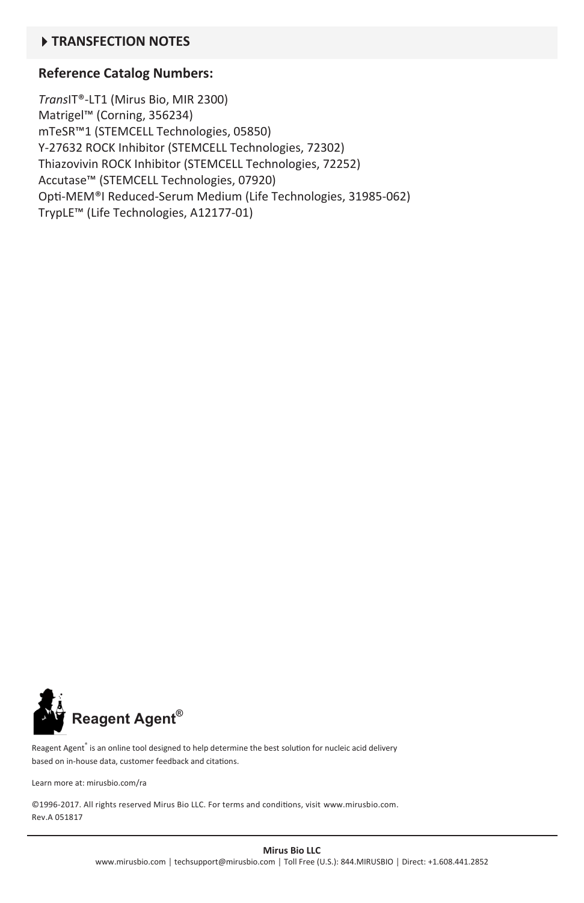## TRANSFECTION NOTES

### Reference Catalog Numbers:

*Trans*IT®-LT1 (Mirus Bio, MIR 2300)
Matrigel™ (Corning, 356234)
mTeSR™1 (STEMCELL Technologies, 05850)
Y-27632 ROCK Inhibitor (STEMCELL Technologies, 72302)
Thiazovivin ROCK Inhibitor (STEMCELL Technologies, 72252)
Accutase™ (STEMCELL Technologies, 07920)
Opti-MEM®I Reduced-Serum Medium (Life Technologies, 31985-062)
TrypLE™ (Life Technologies, A12177-01)

**Reagent Agent®**

Reagent Agent® is an online tool designed to help determine the best solution for nucleic acid delivery based on in-house data, customer feedback and citations.

Learn more at: mirusbio.com/ra

©1996-2017. All rights reserved Mirus Bio LLC. For terms and conditions, visit www.mirusbio.com.
Rev.A 051817

**Mirus Bio LLC**
www.mirusbio.com | techsupport@mirusbio.com | Toll Free (U.S.): 844.MIRUSBIO | Direct: +1.608.441.2852